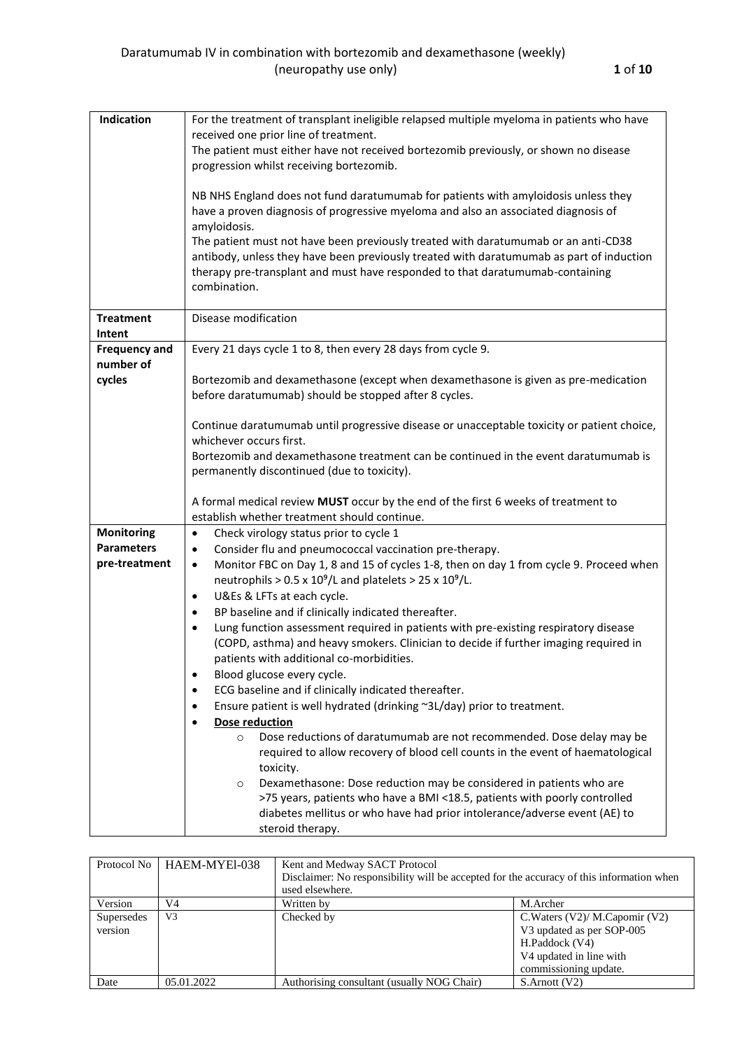| | |
|---|---|
| **Indication** | For the treatment of transplant ineligible relapsed multiple myeloma in patients who have received one prior line of treatment.<br>The patient must either have not received bortezomib previously, or shown no disease progression whilst receiving bortezomib.<br><br>NB NHS England does not fund daratumumab for patients with amyloidosis unless they have a proven diagnosis of progressive myeloma and also an associated diagnosis of amyloidosis.<br>The patient must not have been previously treated with daratumumab or an anti-CD38 antibody, unless they have been previously treated with daratumumab as part of induction therapy pre-transplant and must have responded to that daratumumab-containing combination. |
| **Treatment Intent** | Disease modification |
| **Frequency and number of cycles** | Every 21 days cycle 1 to 8, then every 28 days from cycle 9.<br><br>Bortezomib and dexamethasone (except when dexamethasone is given as pre-medication before daratumumab) should be stopped after 8 cycles.<br><br>Continue daratumumab until progressive disease or unacceptable toxicity or patient choice, whichever occurs first.<br>Bortezomib and dexamethasone treatment can be continued in the event daratumumab is permanently discontinued (due to toxicity).<br><br>A formal medical review **MUST** occur by the end of the first 6 weeks of treatment to establish whether treatment should continue. |
| **Monitoring Parameters pre-treatment** | • Check virology status prior to cycle 1<br>• Consider flu and pneumococcal vaccination pre-therapy.<br>• Monitor FBC on Day 1, 8 and 15 of cycles 1-8, then on day 1 from cycle 9. Proceed when neutrophils > 0.5 x $10^9$/L and platelets > 25 x $10^9$/L.<br>• U&Es & LFTs at each cycle.<br>• BP baseline and if clinically indicated thereafter.<br>• Lung function assessment required in patients with pre-existing respiratory disease (COPD, asthma) and heavy smokers. Clinician to decide if further imaging required in patients with additional co-morbidities.<br>• Blood glucose every cycle.<br>• ECG baseline and if clinically indicated thereafter.<br>• Ensure patient is well hydrated (drinking ~3L/day) prior to treatment.<br>• **Dose reduction**<br>&nbsp;&nbsp;&nbsp;&nbsp;○ Dose reductions of daratumumab are not recommended. Dose delay may be required to allow recovery of blood cell counts in the event of haematological toxicity.<br>&nbsp;&nbsp;&nbsp;&nbsp;○ Dexamethasone: Dose reduction may be considered in patients who are >75 years, patients who have a BMI <18.5, patients with poorly controlled diabetes mellitus or who have had prior intolerance/adverse event (AE) to steroid therapy. |

| Protocol No | HAEM-MYEl-038 | Kent and Medway SACT Protocol<br>Disclaimer: No responsibility will be accepted for the accuracy of this information when used elsewhere. | |
|---|---|---|---|
| Version | V4 | Written by | M.Archer |
| Supersedes version | V3 | Checked by | C.Waters (V2)/ M.Capomir (V2)<br>V3 updated as per SOP-005<br>H.Paddock (V4)<br>V4 updated in line with commissioning update. |
| Date | 05.01.2022 | Authorising consultant (usually NOG Chair) | S.Arnott (V2) |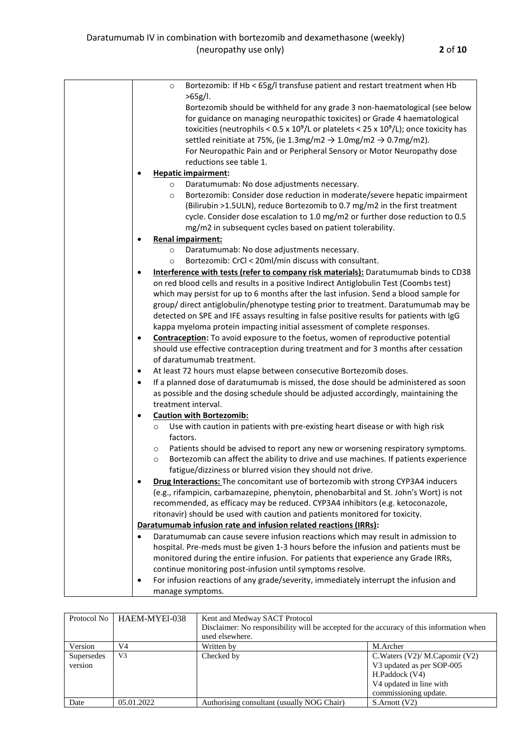- Bortezomib: If Hb < 65g/l transfuse patient and restart treatment when Hb >65g/l.
  Bortezomib should be withheld for any grade 3 non-haematological (see below for guidance on managing neuropathic toxicites) or Grade 4 haematological toxicities (neutrophils < 0.5 x $10^9$/L or platelets < 25 x $10^9$/L); once toxicity has settled reinitiate at 75%, (ie 1.3mg/m2 → 1.0mg/m2 → 0.7mg/m2).
  For Neuropathic Pain and or Peripheral Sensory or Motor Neuropathy dose reductions see table 1.

- **Hepatic impairment:**
  - Daratumumab: No dose adjustments necessary.
  - Bortezomib: Consider dose reduction in moderate/severe hepatic impairment (Bilirubin >1.5ULN), reduce Bortezomib to 0.7 mg/m2 in the first treatment cycle. Consider dose escalation to 1.0 mg/m2 or further dose reduction to 0.5 mg/m2 in subsequent cycles based on patient tolerability.
- **Renal impairment:**
  - Daratumumab: No dose adjustments necessary.
  - Bortezomib: CrCl < 20ml/min discuss with consultant.
- **Interference with tests (refer to company risk materials):** Daratumumab binds to CD38 on red blood cells and results in a positive Indirect Antiglobulin Test (Coombs test) which may persist for up to 6 months after the last infusion. Send a blood sample for group/ direct antiglobulin/phenotype testing prior to treatment. Daratumumab may be detected on SPE and IFE assays resulting in false positive results for patients with IgG kappa myeloma protein impacting initial assessment of complete responses.
- **Contraception:** To avoid exposure to the foetus, women of reproductive potential should use effective contraception during treatment and for 3 months after cessation of daratumumab treatment.
- At least 72 hours must elapse between consecutive Bortezomib doses.
- If a planned dose of daratumumab is missed, the dose should be administered as soon as possible and the dosing schedule should be adjusted accordingly, maintaining the treatment interval.
- **Caution with Bortezomib:**
  - Use with caution in patients with pre-existing heart disease or with high risk factors.
  - Patients should be advised to report any new or worsening respiratory symptoms.
  - Bortezomib can affect the ability to drive and use machines. If patients experience fatigue/dizziness or blurred vision they should not drive.
- **Drug Interactions:** The concomitant use of bortezomib with strong CYP3A4 inducers (e.g., rifampicin, carbamazepine, phenytoin, phenobarbital and St. John's Wort) is not recommended, as efficacy may be reduced. CYP3A4 inhibitors (e.g. ketoconazole, ritonavir) should be used with caution and patients monitored for toxicity.

**Daratumumab infusion rate and infusion related reactions (IRRs):**

- Daratumumab can cause severe infusion reactions which may result in admission to hospital. Pre-meds must be given 1-3 hours before the infusion and patients must be monitored during the entire infusion. For patients that experience any Grade IRRs, continue monitoring post-infusion until symptoms resolve.
- For infusion reactions of any grade/severity, immediately interrupt the infusion and manage symptoms.

| Protocol No | HAEM-MYEl-038 | Kent and Medway SACT Protocol<br>Disclaimer: No responsibility will be accepted for the accuracy of this information when used elsewhere. | |
|---|---|---|---|
| Version | V4 | Written by | M.Archer |
| Supersedes version | V3 | Checked by | C.Waters (V2)/ M.Capomir (V2)<br>V3 updated as per SOP-005<br>H.Paddock (V4)<br>V4 updated in line with commissioning update. |
| Date | 05.01.2022 | Authorising consultant (usually NOG Chair) | S.Arnott (V2) |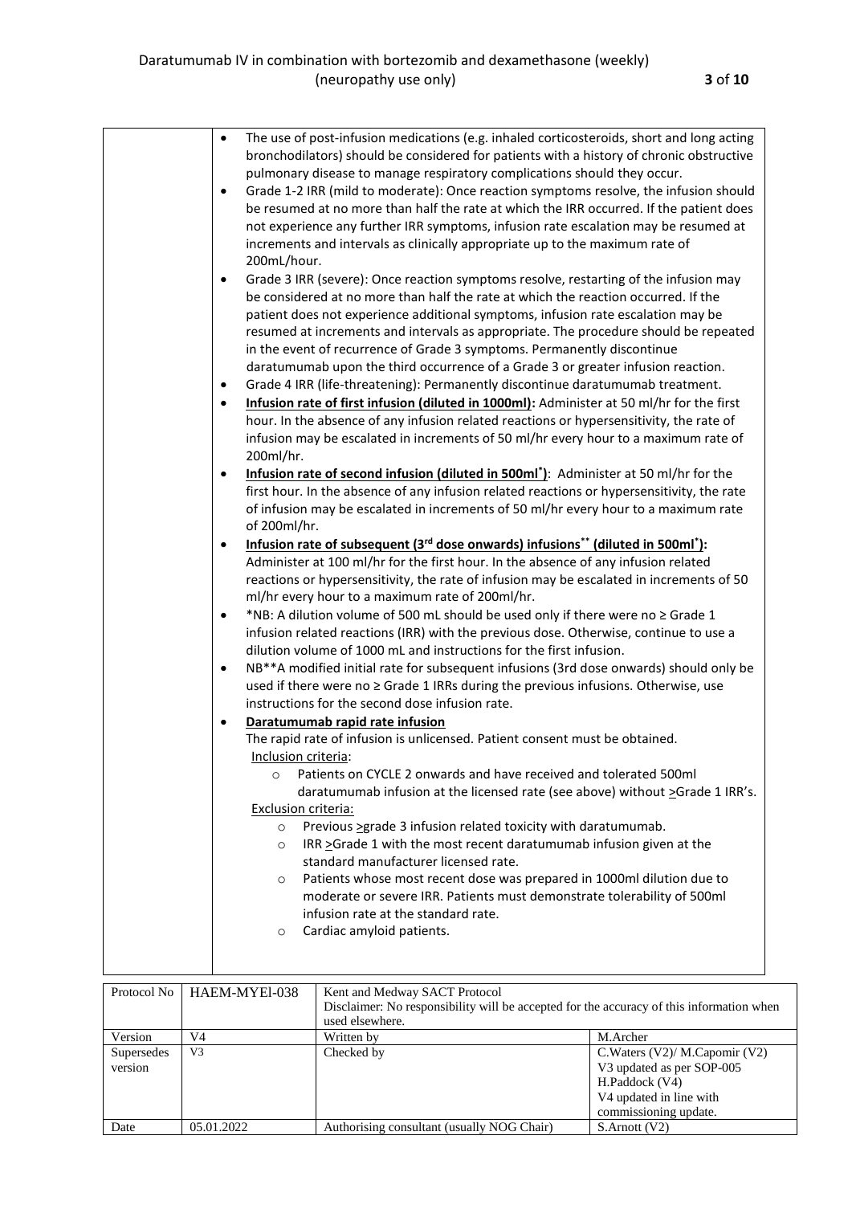- The use of post-infusion medications (e.g. inhaled corticosteroids, short and long acting bronchodilators) should be considered for patients with a history of chronic obstructive pulmonary disease to manage respiratory complications should they occur.
- Grade 1-2 IRR (mild to moderate): Once reaction symptoms resolve, the infusion should be resumed at no more than half the rate at which the IRR occurred. If the patient does not experience any further IRR symptoms, infusion rate escalation may be resumed at increments and intervals as clinically appropriate up to the maximum rate of 200mL/hour.
- Grade 3 IRR (severe): Once reaction symptoms resolve, restarting of the infusion may be considered at no more than half the rate at which the reaction occurred. If the patient does not experience additional symptoms, infusion rate escalation may be resumed at increments and intervals as appropriate. The procedure should be repeated in the event of recurrence of Grade 3 symptoms. Permanently discontinue daratumumab upon the third occurrence of a Grade 3 or greater infusion reaction.
- Grade 4 IRR (life-threatening): Permanently discontinue daratumumab treatment.
- **Infusion rate of first infusion (diluted in 1000ml):** Administer at 50 ml/hr for the first hour. In the absence of any infusion related reactions or hypersensitivity, the rate of infusion may be escalated in increments of 50 ml/hr every hour to a maximum rate of 200ml/hr.
- **Infusion rate of second infusion (diluted in 500ml*)**: Administer at 50 ml/hr for the first hour. In the absence of any infusion related reactions or hypersensitivity, the rate of infusion may be escalated in increments of 50 ml/hr every hour to a maximum rate of 200ml/hr.
- **Infusion rate of subsequent (3rd dose onwards) infusions** (diluted in 500ml*):** Administer at 100 ml/hr for the first hour. In the absence of any infusion related reactions or hypersensitivity, the rate of infusion may be escalated in increments of 50 ml/hr every hour to a maximum rate of 200ml/hr.
- *NB: A dilution volume of 500 mL should be used only if there were no ≥ Grade 1 infusion related reactions (IRR) with the previous dose. Otherwise, continue to use a dilution volume of 1000 mL and instructions for the first infusion.
- NB**A modified initial rate for subsequent infusions (3rd dose onwards) should only be used if there were no ≥ Grade 1 IRRs during the previous infusions. Otherwise, use instructions for the second dose infusion rate.
- **Daratumumab rapid rate infusion**

  The rapid rate of infusion is unlicensed. Patient consent must be obtained.

  Inclusion criteria:
  - Patients on CYCLE 2 onwards and have received and tolerated 500ml daratumumab infusion at the licensed rate (see above) without ≥Grade 1 IRR's.

  Exclusion criteria:
  - Previous ≥grade 3 infusion related toxicity with daratumumab.
  - IRR ≥Grade 1 with the most recent daratumumab infusion given at the standard manufacturer licensed rate.
  - Patients whose most recent dose was prepared in 1000ml dilution due to moderate or severe IRR. Patients must demonstrate tolerability of 500ml infusion rate at the standard rate.
  - Cardiac amyloid patients.

| Protocol No | HAEM-MYEl-038 | Kent and Medway SACT Protocol<br>Disclaimer: No responsibility will be accepted for the accuracy of this information when used elsewhere. | |
|---|---|---|---|
| Version | V4 | Written by | M.Archer |
| Supersedes version | V3 | Checked by | C.Waters (V2)/ M.Capomir (V2)<br>V3 updated as per SOP-005<br>H.Paddock (V4)<br>V4 updated in line with commissioning update. |
| Date | 05.01.2022 | Authorising consultant (usually NOG Chair) | S.Arnott (V2) |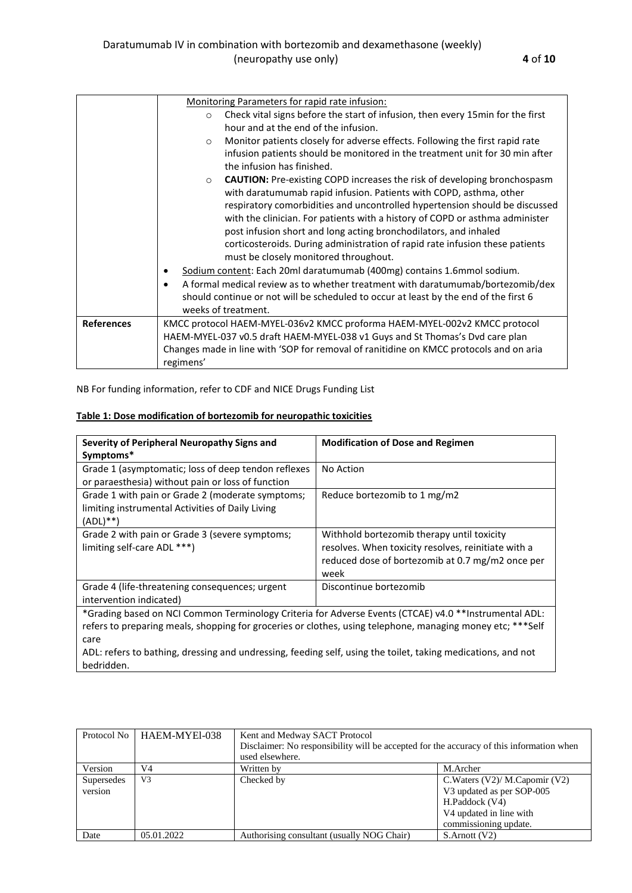| | |
|---|---|
| | Monitoring Parameters for rapid rate infusion:<br>○ Check vital signs before the start of infusion, then every 15min for the first hour and at the end of the infusion.<br>○ Monitor patients closely for adverse effects. Following the first rapid rate infusion patients should be monitored in the treatment unit for 30 min after the infusion has finished.<br>○ **CAUTION:** Pre-existing COPD increases the risk of developing bronchospasm with daratumumab rapid infusion. Patients with COPD, asthma, other respiratory comorbidities and uncontrolled hypertension should be discussed with the clinician. For patients with a history of COPD or asthma administer post infusion short and long acting bronchodilators, and inhaled corticosteroids. During administration of rapid rate infusion these patients must be closely monitored throughout.<br>• Sodium content: Each 20ml daratumumab (400mg) contains 1.6mmol sodium.<br>• A formal medical review as to whether treatment with daratumumab/bortezomib/dex should continue or not will be scheduled to occur at least by the end of the first 6 weeks of treatment. |
| **References** | KMCC protocol HAEM-MYEL-036v2 KMCC proforma HAEM-MYEL-002v2 KMCC protocol HAEM-MYEL-037 v0.5 draft HAEM-MYEL-038 v1 Guys and St Thomas's Dvd care plan<br>Changes made in line with 'SOP for removal of ranitidine on KMCC protocols and on aria regimens' |

NB For funding information, refer to CDF and NICE Drugs Funding List

**Table 1: Dose modification of bortezomib for neuropathic toxicities**

| **Severity of Peripheral Neuropathy Signs and Symptoms*** | **Modification of Dose and Regimen** |
|---|---|
| Grade 1 (asymptomatic; loss of deep tendon reflexes or paraesthesia) without pain or loss of function | No Action |
| Grade 1 with pain or Grade 2 (moderate symptoms; limiting instrumental Activities of Daily Living (ADL)**) | Reduce bortezomib to 1 mg/m2 |
| Grade 2 with pain or Grade 3 (severe symptoms; limiting self-care ADL ***) | Withhold bortezomib therapy until toxicity resolves. When toxicity resolves, reinitiate with a reduced dose of bortezomib at 0.7 mg/m2 once per week |
| Grade 4 (life-threatening consequences; urgent intervention indicated) | Discontinue bortezomib |
| *Grading based on NCI Common Terminology Criteria for Adverse Events (CTCAE) v4.0 **Instrumental ADL: refers to preparing meals, shopping for groceries or clothes, using telephone, managing money etc; ***Self care ADL: refers to bathing, dressing and undressing, feeding self, using the toilet, taking medications, and not bedridden. | |

| Protocol No | HAEM-MYEl-038 | Kent and Medway SACT Protocol<br>Disclaimer: No responsibility will be accepted for the accuracy of this information when used elsewhere. | |
|---|---|---|---|
| Version | V4 | Written by | M.Archer |
| Supersedes version | V3 | Checked by | C.Waters (V2)/ M.Capomir (V2)<br>V3 updated as per SOP-005<br>H.Paddock (V4)<br>V4 updated in line with commissioning update. |
| Date | 05.01.2022 | Authorising consultant (usually NOG Chair) | S.Arnott (V2) |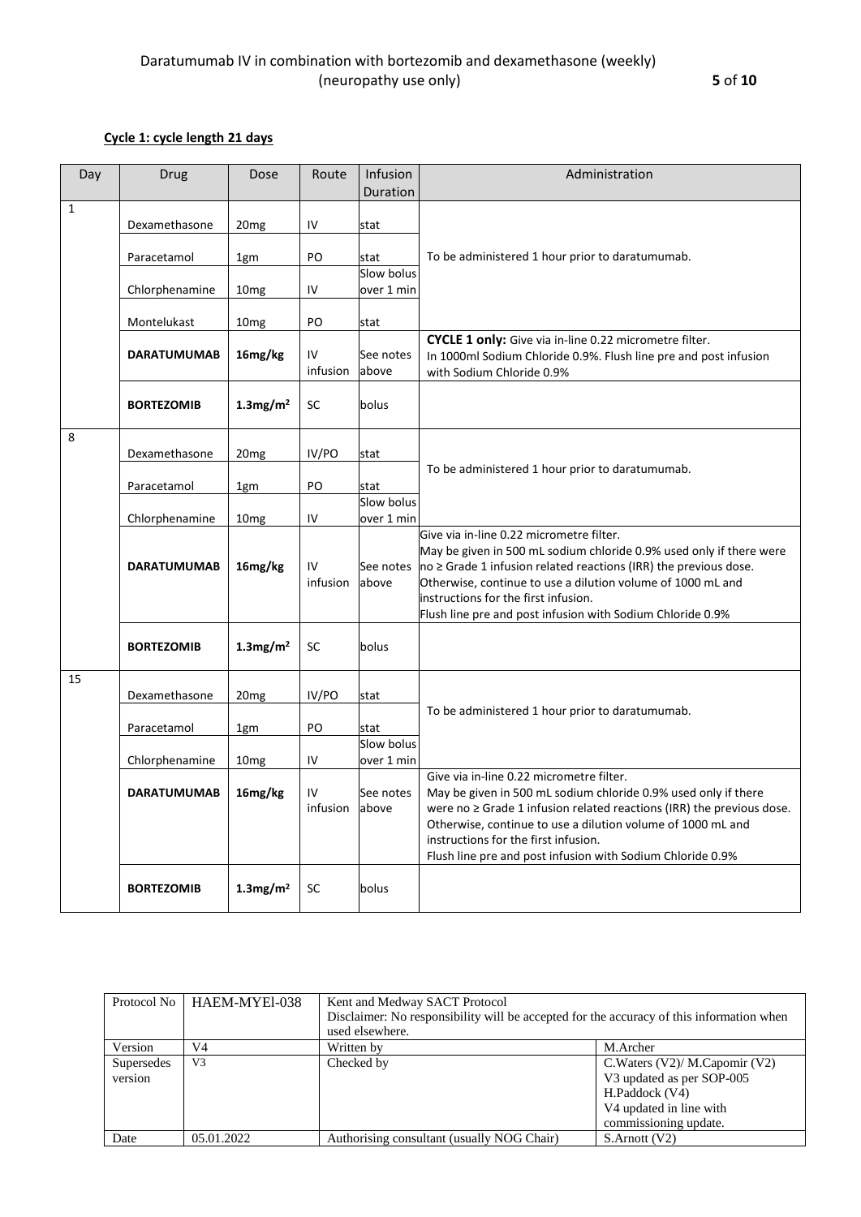**Cycle 1: cycle length 21 days**

| Day | Drug | Dose | Route | Infusion Duration | Administration |
|---|---|---|---|---|---|
| 1 | Dexamethasone | 20mg | IV | stat | To be administered 1 hour prior to daratumumab. |
| | Paracetamol | 1gm | PO | stat | |
| | Chlorphenamine | 10mg | IV | Slow bolus over 1 min | |
| | Montelukast | 10mg | PO | stat | |
| | **DARATUMUMAB** | **16mg/kg** | IV infusion | See notes above | **CYCLE 1 only:** Give via in-line 0.22 micrometre filter. In 1000ml Sodium Chloride 0.9%. Flush line pre and post infusion with Sodium Chloride 0.9% |
| | **BORTEZOMIB** | **1.3mg/m²** | SC | bolus | |
| 8 | Dexamethasone | 20mg | IV/PO | stat | To be administered 1 hour prior to daratumumab. |
| | Paracetamol | 1gm | PO | stat | |
| | Chlorphenamine | 10mg | IV | Slow bolus over 1 min | |
| | **DARATUMUMAB** | **16mg/kg** | IV infusion | See notes above | Give via in-line 0.22 micrometre filter. May be given in 500 mL sodium chloride 0.9% used only if there were no ≥ Grade 1 infusion related reactions (IRR) the previous dose. Otherwise, continue to use a dilution volume of 1000 mL and instructions for the first infusion. Flush line pre and post infusion with Sodium Chloride 0.9% |
| | **BORTEZOMIB** | **1.3mg/m²** | SC | bolus | |
| 15 | Dexamethasone | 20mg | IV/PO | stat | To be administered 1 hour prior to daratumumab. |
| | Paracetamol | 1gm | PO | stat | |
| | Chlorphenamine | 10mg | IV | Slow bolus over 1 min | |
| | **DARATUMUMAB** | **16mg/kg** | IV infusion | See notes above | Give via in-line 0.22 micrometre filter. May be given in 500 mL sodium chloride 0.9% used only if there were no ≥ Grade 1 infusion related reactions (IRR) the previous dose. Otherwise, continue to use a dilution volume of 1000 mL and instructions for the first infusion. Flush line pre and post infusion with Sodium Chloride 0.9% |
| | **BORTEZOMIB** | **1.3mg/m²** | SC | bolus | |

| Protocol No | HAEM-MYEl-038 | Kent and Medway SACT Protocol Disclaimer: No responsibility will be accepted for the accuracy of this information when used elsewhere. | |
|---|---|---|---|
| Version | V4 | Written by | M.Archer |
| Supersedes version | V3 | Checked by | C.Waters (V2)/ M.Capomir (V2) V3 updated as per SOP-005 H.Paddock (V4) V4 updated in line with commissioning update. |
| Date | 05.01.2022 | Authorising consultant (usually NOG Chair) | S.Arnott (V2) |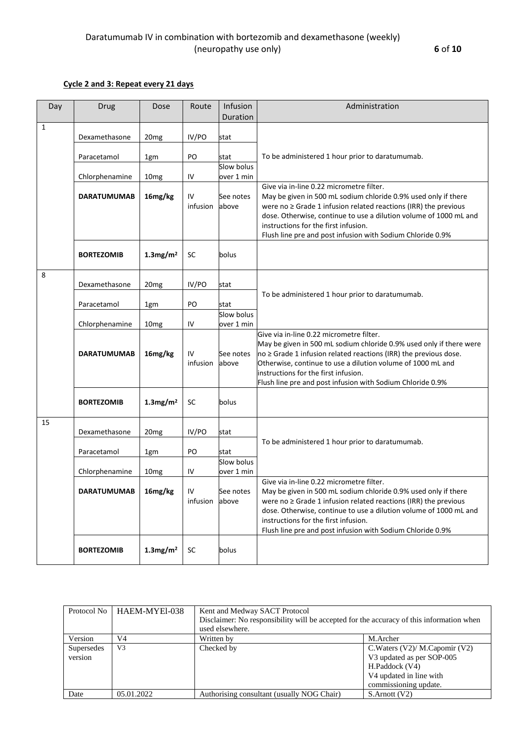**Cycle 2 and 3: Repeat every 21 days**

| Day | Drug | Dose | Route | Infusion Duration | Administration |
|---|---|---|---|---|---|
| 1 | Dexamethasone | 20mg | IV/PO | stat | To be administered 1 hour prior to daratumumab. |
| | Paracetamol | 1gm | PO | stat | |
| | Chlorphenamine | 10mg | IV | Slow bolus over 1 min | |
| | **DARATUMUMAB** | **16mg/kg** | IV infusion | See notes above | Give via in-line 0.22 micrometre filter. May be given in 500 mL sodium chloride 0.9% used only if there were no ≥ Grade 1 infusion related reactions (IRR) the previous dose. Otherwise, continue to use a dilution volume of 1000 mL and instructions for the first infusion. Flush line pre and post infusion with Sodium Chloride 0.9% |
| | **BORTEZOMIB** | **1.3mg/m²** | SC | bolus | |
| 8 | Dexamethasone | 20mg | IV/PO | stat | To be administered 1 hour prior to daratumumab. |
| | Paracetamol | 1gm | PO | stat | |
| | Chlorphenamine | 10mg | IV | Slow bolus over 1 min | |
| | **DARATUMUMAB** | **16mg/kg** | IV infusion | See notes above | Give via in-line 0.22 micrometre filter. May be given in 500 mL sodium chloride 0.9% used only if there were no ≥ Grade 1 infusion related reactions (IRR) the previous dose. Otherwise, continue to use a dilution volume of 1000 mL and instructions for the first infusion. Flush line pre and post infusion with Sodium Chloride 0.9% |
| | **BORTEZOMIB** | **1.3mg/m²** | SC | bolus | |
| 15 | Dexamethasone | 20mg | IV/PO | stat | To be administered 1 hour prior to daratumumab. |
| | Paracetamol | 1gm | PO | stat | |
| | Chlorphenamine | 10mg | IV | Slow bolus over 1 min | |
| | **DARATUMUMAB** | **16mg/kg** | IV infusion | See notes above | Give via in-line 0.22 micrometre filter. May be given in 500 mL sodium chloride 0.9% used only if there were no ≥ Grade 1 infusion related reactions (IRR) the previous dose. Otherwise, continue to use a dilution volume of 1000 mL and instructions for the first infusion. Flush line pre and post infusion with Sodium Chloride 0.9% |
| | **BORTEZOMIB** | **1.3mg/m²** | SC | bolus | |

| Protocol No | HAEM-MYEl-038 | Kent and Medway SACT Protocol Disclaimer: No responsibility will be accepted for the accuracy of this information when used elsewhere. | |
|---|---|---|---|
| Version | V4 | Written by | M.Archer |
| Supersedes version | V3 | Checked by | C.Waters (V2)/ M.Capomir (V2) V3 updated as per SOP-005 H.Paddock (V4) V4 updated in line with commissioning update. |
| Date | 05.01.2022 | Authorising consultant (usually NOG Chair) | S.Arnott (V2) |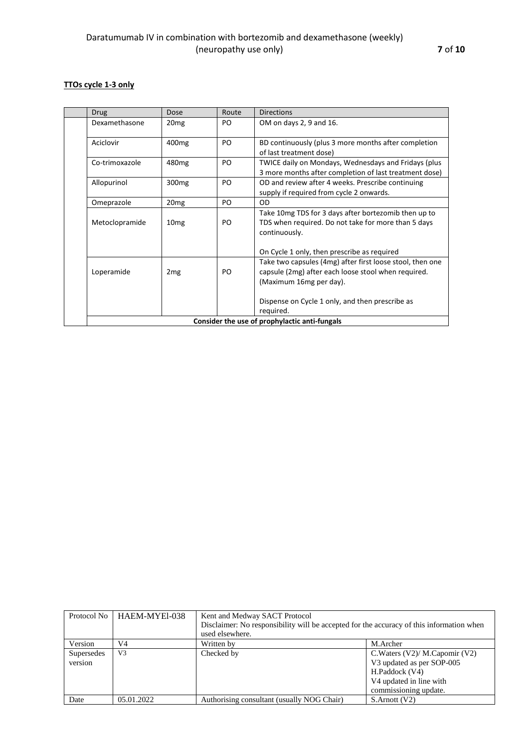**TTOs cycle 1-3 only**

| Drug | Dose | Route | Directions |
|---|---|---|---|
| Dexamethasone | 20mg | PO | OM on days 2, 9 and 16. |
| Aciclovir | 400mg | PO | BD continuously (plus 3 more months after completion of last treatment dose) |
| Co-trimoxazole | 480mg | PO | TWICE daily on Mondays, Wednesdays and Fridays (plus 3 more months after completion of last treatment dose) |
| Allopurinol | 300mg | PO | OD and review after 4 weeks. Prescribe continuing supply if required from cycle 2 onwards. |
| Omeprazole | 20mg | PO | OD |
| Metoclopramide | 10mg | PO | Take 10mg TDS for 3 days after bortezomib then up to TDS when required. Do not take for more than 5 days continuously.<br><br>On Cycle 1 only, then prescribe as required |
| Loperamide | 2mg | PO | Take two capsules (4mg) after first loose stool, then one capsule (2mg) after each loose stool when required. (Maximum 16mg per day).<br><br>Dispense on Cycle 1 only, and then prescribe as required. |
| **Consider the use of prophylactic anti-fungals** | | | |

| Protocol No | HAEM-MYEl-038 | Kent and Medway SACT Protocol<br>Disclaimer: No responsibility will be accepted for the accuracy of this information when used elsewhere. | |
|---|---|---|---|
| Version | V4 | Written by | M.Archer |
| Supersedes version | V3 | Checked by | C.Waters (V2)/ M.Capomir (V2)<br>V3 updated as per SOP-005<br>H.Paddock (V4)<br>V4 updated in line with commissioning update. |
| Date | 05.01.2022 | Authorising consultant (usually NOG Chair) | S.Arnott (V2) |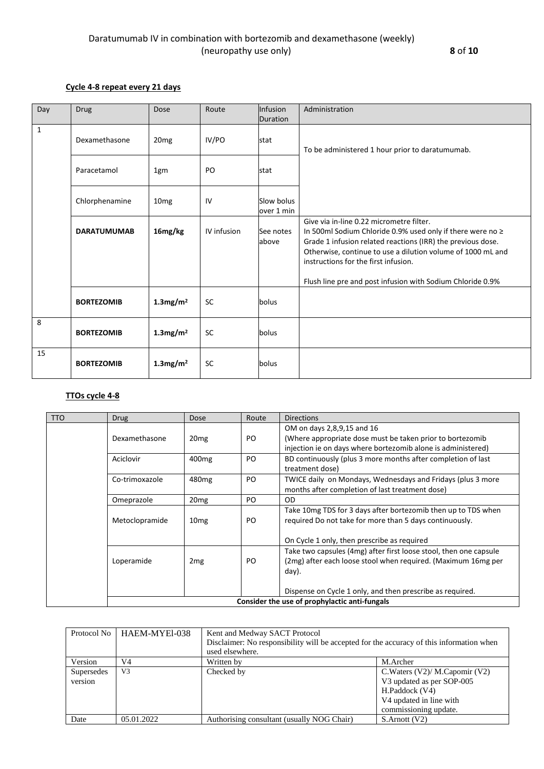**Cycle 4-8 repeat every 21 days**

| Day | Drug | Dose | Route | Infusion Duration | Administration |
|---|---|---|---|---|---|
| 1 | Dexamethasone | 20mg | IV/PO | stat | To be administered 1 hour prior to daratumumab. |
| | Paracetamol | 1gm | PO | stat | |
| | Chlorphenamine | 10mg | IV | Slow bolus over 1 min | |
| | **DARATUMUMAB** | **16mg/kg** | IV infusion | See notes above | Give via in-line 0.22 micrometre filter. In 500ml Sodium Chloride 0.9% used only if there were no ≥ Grade 1 infusion related reactions (IRR) the previous dose. Otherwise, continue to use a dilution volume of 1000 mL and instructions for the first infusion. Flush line pre and post infusion with Sodium Chloride 0.9% |
| | **BORTEZOMIB** | **1.3mg/m²** | SC | bolus | |
| 8 | **BORTEZOMIB** | **1.3mg/m²** | SC | bolus | |
| 15 | **BORTEZOMIB** | **1.3mg/m²** | SC | bolus | |

**TTOs cycle 4-8**

| TTO | Drug | Dose | Route | Directions |
|---|---|---|---|---|
| | Dexamethasone | 20mg | PO | OM on days 2,8,9,15 and 16 (Where appropriate dose must be taken prior to bortezomib injection ie on days where bortezomib alone is administered) |
| | Aciclovir | 400mg | PO | BD continuously (plus 3 more months after completion of last treatment dose) |
| | Co-trimoxazole | 480mg | PO | TWICE daily on Mondays, Wednesdays and Fridays (plus 3 more months after completion of last treatment dose) |
| | Omeprazole | 20mg | PO | OD |
| | Metoclopramide | 10mg | PO | Take 10mg TDS for 3 days after bortezomib then up to TDS when required Do not take for more than 5 days continuously. On Cycle 1 only, then prescribe as required |
| | Loperamide | 2mg | PO | Take two capsules (4mg) after first loose stool, then one capsule (2mg) after each loose stool when required. (Maximum 16mg per day). Dispense on Cycle 1 only, and then prescribe as required. |
| | **Consider the use of prophylactic anti-fungals** | | | |

| Protocol No | HAEM-MYEl-038 | Kent and Medway SACT Protocol Disclaimer: No responsibility will be accepted for the accuracy of this information when used elsewhere. | |
|---|---|---|---|
| Version | V4 | Written by | M.Archer |
| Supersedes version | V3 | Checked by | C.Waters (V2)/ M.Capomir (V2) V3 updated as per SOP-005 H.Paddock (V4) V4 updated in line with commissioning update. |
| Date | 05.01.2022 | Authorising consultant (usually NOG Chair) | S.Arnott (V2) |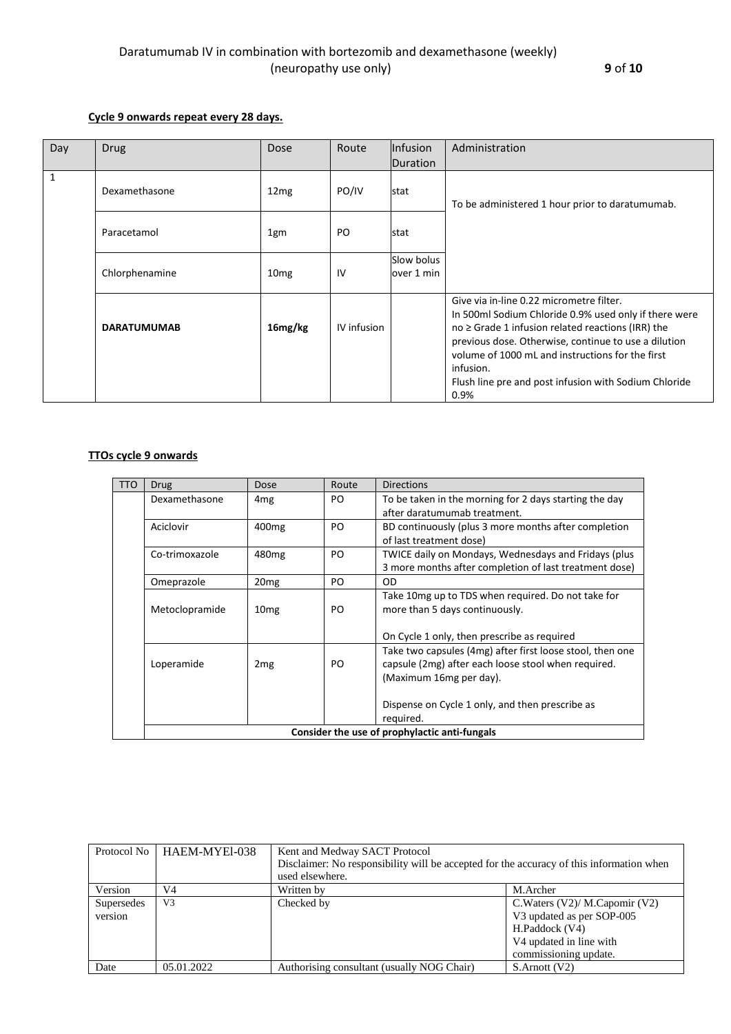**Cycle 9 onwards repeat every 28 days.**

| Day | Drug | Dose | Route | Infusion Duration | Administration |
|---|---|---|---|---|---|
| 1 | Dexamethasone | 12mg | PO/IV | stat | To be administered 1 hour prior to daratumumab. |
| | Paracetamol | 1gm | PO | stat | |
| | Chlorphenamine | 10mg | IV | Slow bolus over 1 min | |
| | **DARATUMUMAB** | **16mg/kg** | IV infusion | | Give via in-line 0.22 micrometre filter.<br>In 500ml Sodium Chloride 0.9% used only if there were no ≥ Grade 1 infusion related reactions (IRR) the previous dose. Otherwise, continue to use a dilution volume of 1000 mL and instructions for the first infusion.<br>Flush line pre and post infusion with Sodium Chloride 0.9% |

**TTOs cycle 9 onwards**

| TTO | Drug | Dose | Route | Directions |
|---|---|---|---|---|
| | Dexamethasone | 4mg | PO | To be taken in the morning for 2 days starting the day after daratumumab treatment. |
| | Aciclovir | 400mg | PO | BD continuously (plus 3 more months after completion of last treatment dose) |
| | Co-trimoxazole | 480mg | PO | TWICE daily on Mondays, Wednesdays and Fridays (plus 3 more months after completion of last treatment dose) |
| | Omeprazole | 20mg | PO | OD |
| | Metoclopramide | 10mg | PO | Take 10mg up to TDS when required. Do not take for more than 5 days continuously.<br><br>On Cycle 1 only, then prescribe as required |
| | Loperamide | 2mg | PO | Take two capsules (4mg) after first loose stool, then one capsule (2mg) after each loose stool when required. (Maximum 16mg per day).<br><br>Dispense on Cycle 1 only, and then prescribe as required. |
| | **Consider the use of prophylactic anti-fungals** | | | |

| Protocol No | HAEM-MYEl-038 | Kent and Medway SACT Protocol<br>Disclaimer: No responsibility will be accepted for the accuracy of this information when used elsewhere. | |
|---|---|---|---|
| Version | V4 | Written by | M.Archer |
| Supersedes version | V3 | Checked by | C.Waters (V2)/ M.Capomir (V2)<br>V3 updated as per SOP-005<br>H.Paddock (V4)<br>V4 updated in line with commissioning update. |
| Date | 05.01.2022 | Authorising consultant (usually NOG Chair) | S.Arnott (V2) |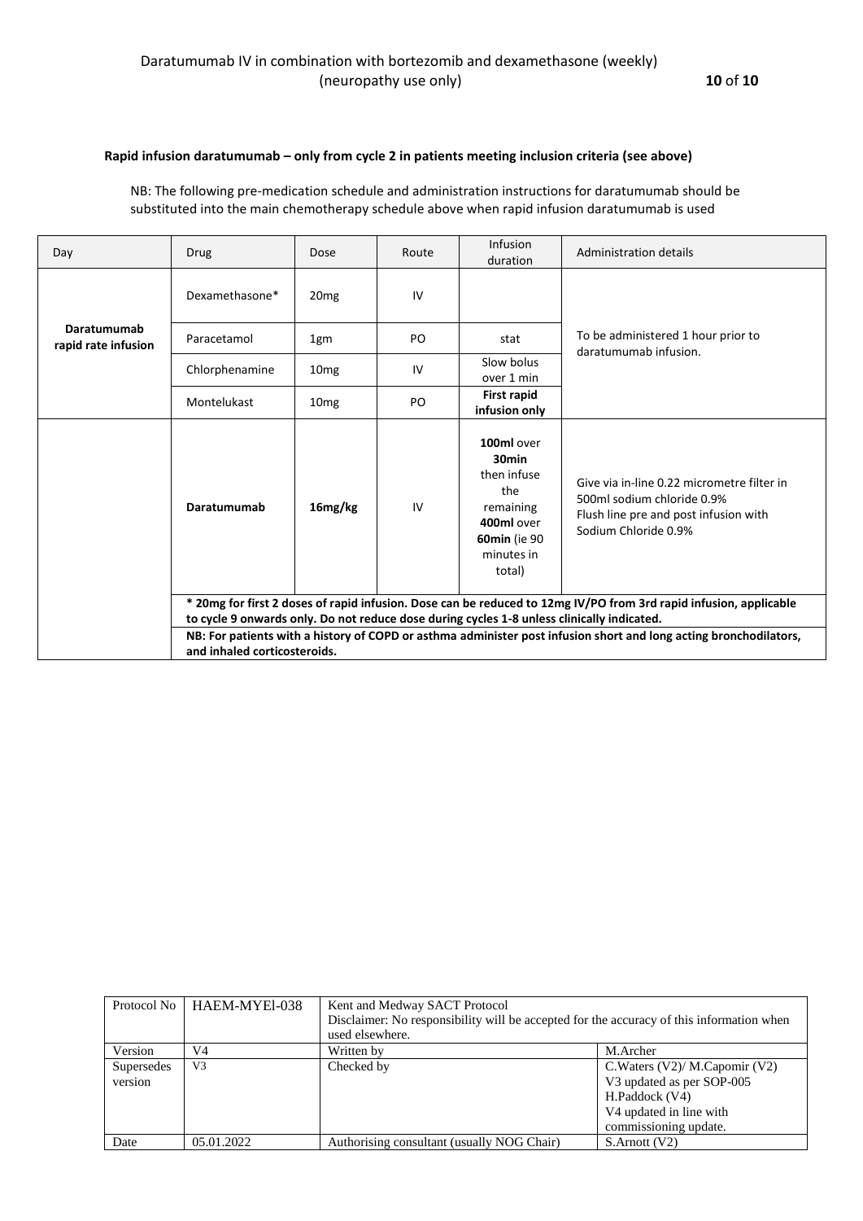**Rapid infusion daratumumab – only from cycle 2 in patients meeting inclusion criteria (see above)**

NB: The following pre-medication schedule and administration instructions for daratumumab should be substituted into the main chemotherapy schedule above when rapid infusion daratumumab is used

| Day | Drug | Dose | Route | Infusion duration | Administration details |
|---|---|---|---|---|---|
| **Daratumumab rapid rate infusion** | Dexamethasone* | 20mg | IV | | To be administered 1 hour prior to daratumumab infusion. |
| | Paracetamol | 1gm | PO | stat | |
| | Chlorphenamine | 10mg | IV | Slow bolus over 1 min | |
| | Montelukast | 10mg | PO | **First rapid infusion only** | |
| | **Daratumumab** | **16mg/kg** | IV | **100ml** over **30min** then infuse the remaining **400ml** over **60min** (ie 90 minutes in total) | Give via in-line 0.22 micrometre filter in 500ml sodium chloride 0.9%<br>Flush line pre and post infusion with Sodium Chloride 0.9% |
| | **\* 20mg for first 2 doses of rapid infusion. Dose can be reduced to 12mg IV/PO from 3rd rapid infusion, applicable to cycle 9 onwards only. Do not reduce dose during cycles 1-8 unless clinically indicated.** | | | | |
| | **NB: For patients with a history of COPD or asthma administer post infusion short and long acting bronchodilators, and inhaled corticosteroids.** | | | | |

| Protocol No | HAEM-MYEl-038 | Kent and Medway SACT Protocol<br>Disclaimer: No responsibility will be accepted for the accuracy of this information when used elsewhere. | |
|---|---|---|---|
| Version | V4 | Written by | M.Archer |
| Supersedes version | V3 | Checked by | C.Waters (V2)/ M.Capomir (V2)<br>V3 updated as per SOP-005<br>H.Paddock (V4)<br>V4 updated in line with commissioning update. |
| Date | 05.01.2022 | Authorising consultant (usually NOG Chair) | S.Arnott (V2) |